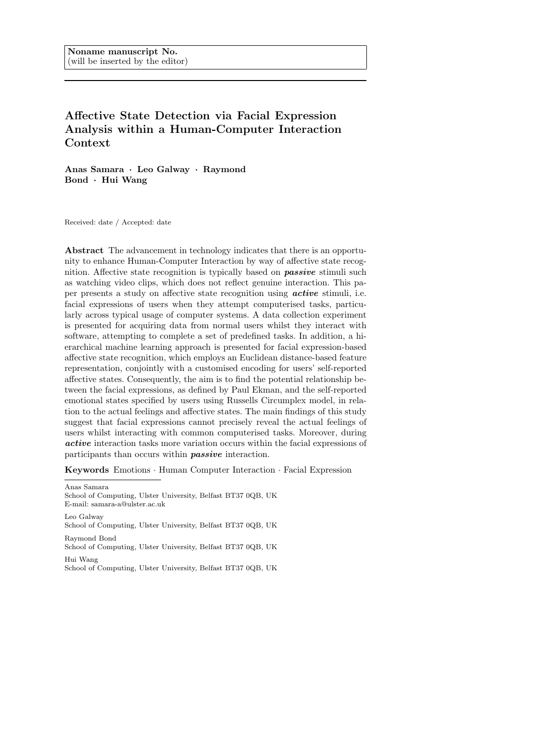Noname manuscript No.
(will be inserted by the editor)

# Affective State Detection via Facial Expression Analysis within a Human-Computer Interaction Context

**Anas Samara · Leo Galway · Raymond Bond · Hui Wang**

Received: date / Accepted: date

**Abstract** The advancement in technology indicates that there is an opportunity to enhance Human-Computer Interaction by way of affective state recognition. Affective state recognition is typically based on ***passive*** stimuli such as watching video clips, which does not reflect genuine interaction. This paper presents a study on affective state recognition using ***active*** stimuli, i.e. facial expressions of users when they attempt computerised tasks, particularly across typical usage of computer systems. A data collection experiment is presented for acquiring data from normal users whilst they interact with software, attempting to complete a set of predefined tasks. In addition, a hierarchical machine learning approach is presented for facial expression-based affective state recognition, which employs an Euclidean distance-based feature representation, conjointly with a customised encoding for users' self-reported affective states. Consequently, the aim is to find the potential relationship between the facial expressions, as defined by Paul Ekman, and the self-reported emotional states specified by users using Russells Circumplex model, in relation to the actual feelings and affective states. The main findings of this study suggest that facial expressions cannot precisely reveal the actual feelings of users whilst interacting with common computerised tasks. Moreover, during ***active*** interaction tasks more variation occurs within the facial expressions of participants than occurs within ***passive*** interaction.

**Keywords** Emotions · Human Computer Interaction · Facial Expression

Anas Samara
School of Computing, Ulster University, Belfast BT37 0QB, UK
E-mail: samara-a@ulster.ac.uk

Leo Galway
School of Computing, Ulster University, Belfast BT37 0QB, UK

Raymond Bond
School of Computing, Ulster University, Belfast BT37 0QB, UK

Hui Wang
School of Computing, Ulster University, Belfast BT37 0QB, UK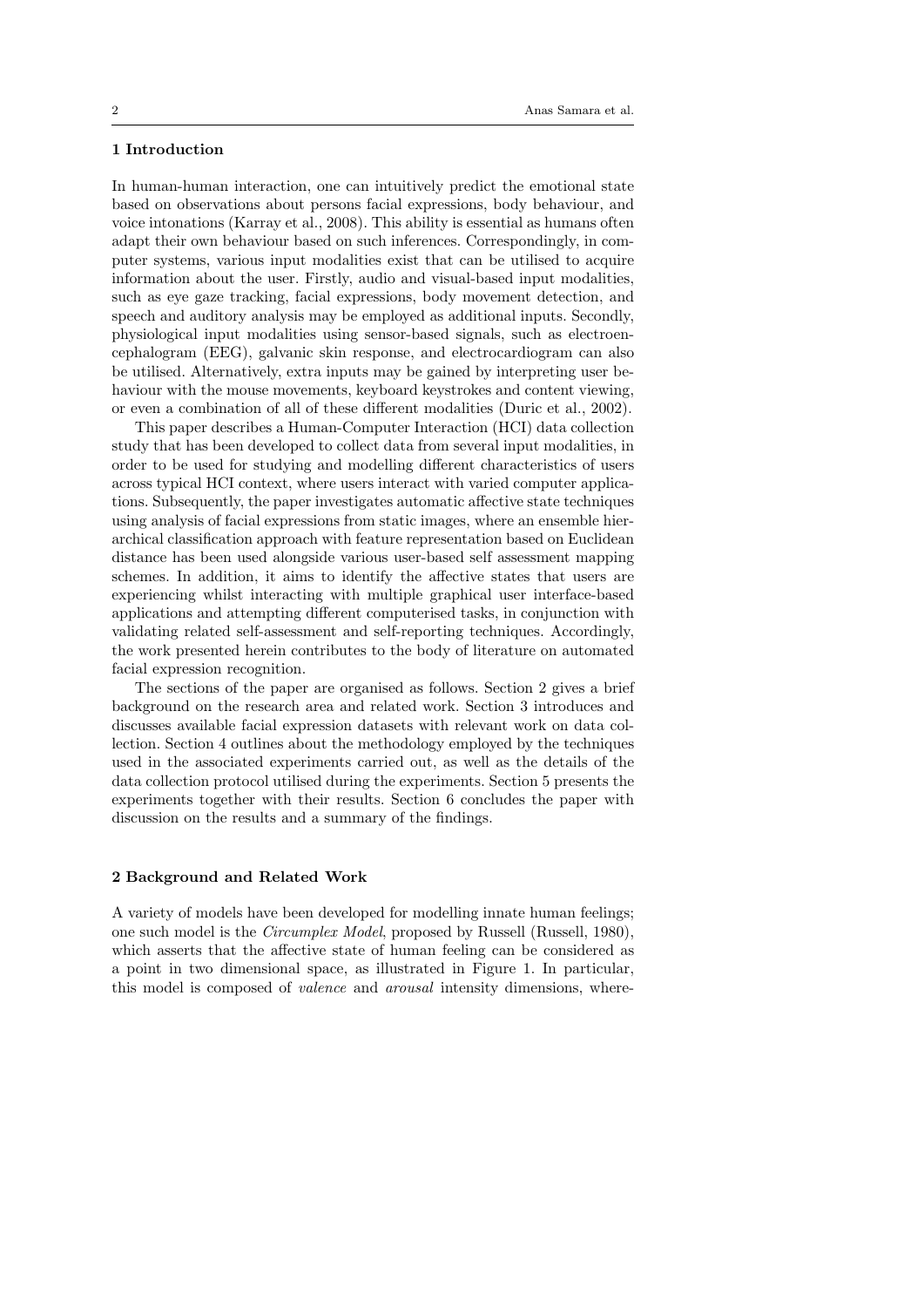## 1 Introduction

In human-human interaction, one can intuitively predict the emotional state based on observations about persons facial expressions, body behaviour, and voice intonations (Karray et al., 2008). This ability is essential as humans often adapt their own behaviour based on such inferences. Correspondingly, in computer systems, various input modalities exist that can be utilised to acquire information about the user. Firstly, audio and visual-based input modalities, such as eye gaze tracking, facial expressions, body movement detection, and speech and auditory analysis may be employed as additional inputs. Secondly, physiological input modalities using sensor-based signals, such as electroencephalogram (EEG), galvanic skin response, and electrocardiogram can also be utilised. Alternatively, extra inputs may be gained by interpreting user behaviour with the mouse movements, keyboard keystrokes and content viewing, or even a combination of all of these different modalities (Duric et al., 2002).

This paper describes a Human-Computer Interaction (HCI) data collection study that has been developed to collect data from several input modalities, in order to be used for studying and modelling different characteristics of users across typical HCI context, where users interact with varied computer applications. Subsequently, the paper investigates automatic affective state techniques using analysis of facial expressions from static images, where an ensemble hierarchical classification approach with feature representation based on Euclidean distance has been used alongside various user-based self assessment mapping schemes. In addition, it aims to identify the affective states that users are experiencing whilst interacting with multiple graphical user interface-based applications and attempting different computerised tasks, in conjunction with validating related self-assessment and self-reporting techniques. Accordingly, the work presented herein contributes to the body of literature on automated facial expression recognition.

The sections of the paper are organised as follows. Section 2 gives a brief background on the research area and related work. Section 3 introduces and discusses available facial expression datasets with relevant work on data collection. Section 4 outlines about the methodology employed by the techniques used in the associated experiments carried out, as well as the details of the data collection protocol utilised during the experiments. Section 5 presents the experiments together with their results. Section 6 concludes the paper with discussion on the results and a summary of the findings.

## 2 Background and Related Work

A variety of models have been developed for modelling innate human feelings; one such model is the *Circumplex Model*, proposed by Russell (Russell, 1980), which asserts that the affective state of human feeling can be considered as a point in two dimensional space, as illustrated in Figure 1. In particular, this model is composed of *valence* and *arousal* intensity dimensions, where-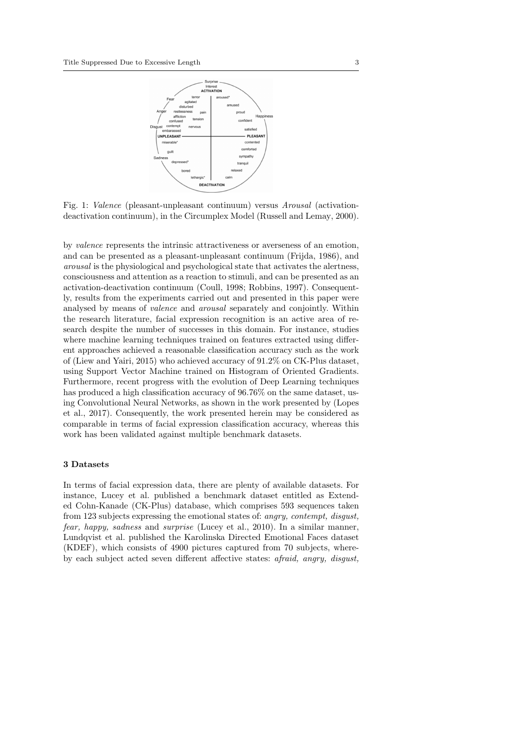Fig. 1: *Valence* (pleasant-unpleasant continuum) versus *Arousal* (activation-deactivation continuum), in the Circumplex Model (Russell and Lemay, 2000).

by *valence* represents the intrinsic attractiveness or averseness of an emotion, and can be presented as a pleasant-unpleasant continuum (Frijda, 1986), and *arousal* is the physiological and psychological state that activates the alertness, consciousness and attention as a reaction to stimuli, and can be presented as an activation-deactivation continuum (Coull, 1998; Robbins, 1997). Consequently, results from the experiments carried out and presented in this paper were analysed by means of *valence* and *arousal* separately and conjointly. Within the research literature, facial expression recognition is an active area of research despite the number of successes in this domain. For instance, studies where machine learning techniques trained on features extracted using different approaches achieved a reasonable classification accuracy such as the work of (Liew and Yairi, 2015) who achieved accuracy of 91.2% on CK-Plus dataset, using Support Vector Machine trained on Histogram of Oriented Gradients. Furthermore, recent progress with the evolution of Deep Learning techniques has produced a high classification accuracy of 96.76% on the same dataset, using Convolutional Neural Networks, as shown in the work presented by (Lopes et al., 2017). Consequently, the work presented herein may be considered as comparable in terms of facial expression classification accuracy, whereas this work has been validated against multiple benchmark datasets.

## 3 Datasets

In terms of facial expression data, there are plenty of available datasets. For instance, Lucey et al. published a benchmark dataset entitled as Extended Cohn-Kanade (CK-Plus) database, which comprises 593 sequences taken from 123 subjects expressing the emotional states of: *angry, contempt, disgust, fear, happy, sadness* and *surprise* (Lucey et al., 2010). In a similar manner, Lundqvist et al. published the Karolinska Directed Emotional Faces dataset (KDEF), which consists of 4900 pictures captured from 70 subjects, whereby each subject acted seven different affective states: *afraid, angry, disgust,*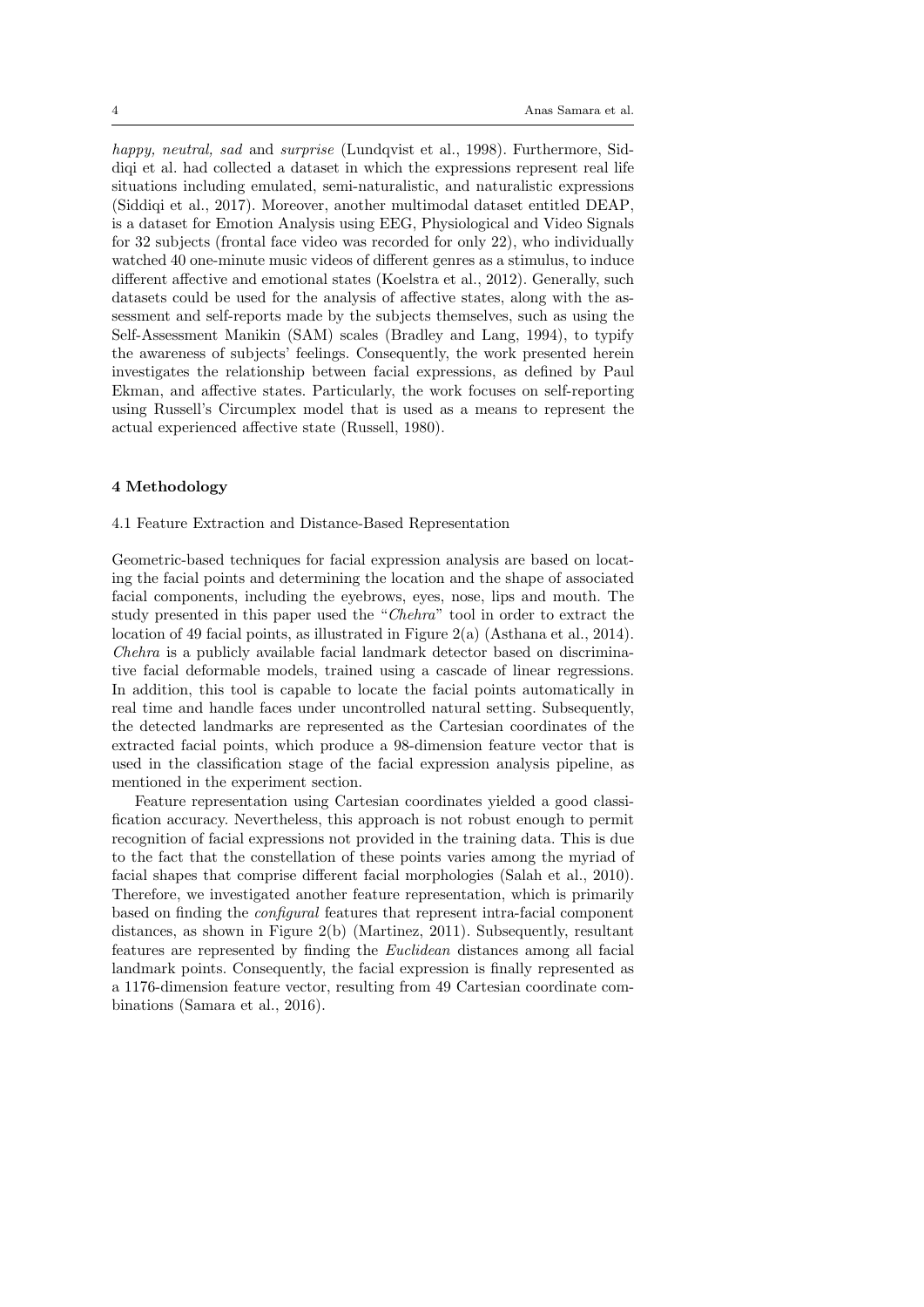*happy, neutral, sad* and *surprise* (Lundqvist et al., 1998). Furthermore, Siddiqi et al. had collected a dataset in which the expressions represent real life situations including emulated, semi-naturalistic, and naturalistic expressions (Siddiqi et al., 2017). Moreover, another multimodal dataset entitled DEAP, is a dataset for Emotion Analysis using EEG, Physiological and Video Signals for 32 subjects (frontal face video was recorded for only 22), who individually watched 40 one-minute music videos of different genres as a stimulus, to induce different affective and emotional states (Koelstra et al., 2012). Generally, such datasets could be used for the analysis of affective states, along with the assessment and self-reports made by the subjects themselves, such as using the Self-Assessment Manikin (SAM) scales (Bradley and Lang, 1994), to typify the awareness of subjects' feelings. Consequently, the work presented herein investigates the relationship between facial expressions, as defined by Paul Ekman, and affective states. Particularly, the work focuses on self-reporting using Russell's Circumplex model that is used as a means to represent the actual experienced affective state (Russell, 1980).

## 4 Methodology

### 4.1 Feature Extraction and Distance-Based Representation

Geometric-based techniques for facial expression analysis are based on locating the facial points and determining the location and the shape of associated facial components, including the eyebrows, eyes, nose, lips and mouth. The study presented in this paper used the "*Chehra*" tool in order to extract the location of 49 facial points, as illustrated in Figure 2(a) (Asthana et al., 2014). *Chehra* is a publicly available facial landmark detector based on discriminative facial deformable models, trained using a cascade of linear regressions. In addition, this tool is capable to locate the facial points automatically in real time and handle faces under uncontrolled natural setting. Subsequently, the detected landmarks are represented as the Cartesian coordinates of the extracted facial points, which produce a 98-dimension feature vector that is used in the classification stage of the facial expression analysis pipeline, as mentioned in the experiment section.

Feature representation using Cartesian coordinates yielded a good classification accuracy. Nevertheless, this approach is not robust enough to permit recognition of facial expressions not provided in the training data. This is due to the fact that the constellation of these points varies among the myriad of facial shapes that comprise different facial morphologies (Salah et al., 2010). Therefore, we investigated another feature representation, which is primarily based on finding the *configural* features that represent intra-facial component distances, as shown in Figure 2(b) (Martinez, 2011). Subsequently, resultant features are represented by finding the *Euclidean* distances among all facial landmark points. Consequently, the facial expression is finally represented as a 1176-dimension feature vector, resulting from 49 Cartesian coordinate combinations (Samara et al., 2016).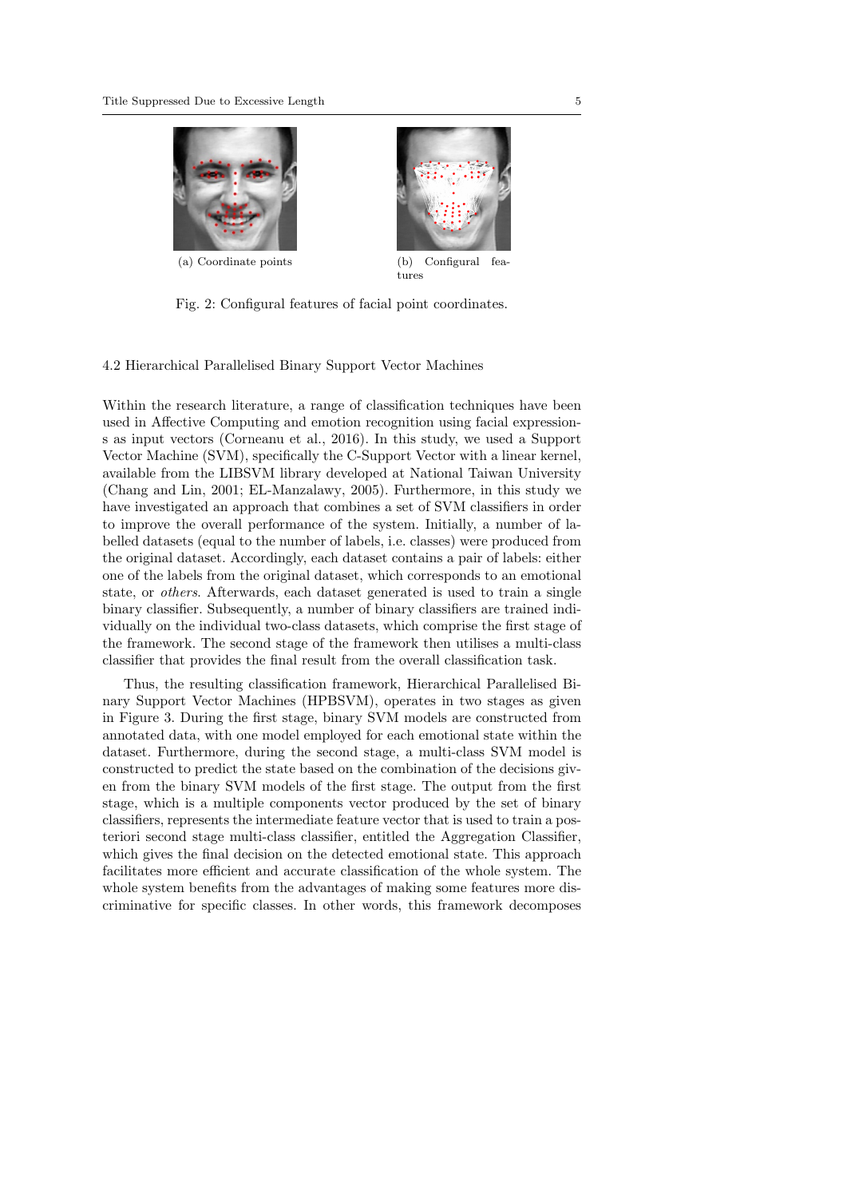(a) Coordinate points

(b) Configural features

Fig. 2: Configural features of facial point coordinates.

### 4.2 Hierarchical Parallelised Binary Support Vector Machines

Within the research literature, a range of classification techniques have been used in Affective Computing and emotion recognition using facial expressions as input vectors (Corneanu et al., 2016). In this study, we used a Support Vector Machine (SVM), specifically the C-Support Vector with a linear kernel, available from the LIBSVM library developed at National Taiwan University (Chang and Lin, 2001; EL-Manzalawy, 2005). Furthermore, in this study we have investigated an approach that combines a set of SVM classifiers in order to improve the overall performance of the system. Initially, a number of labelled datasets (equal to the number of labels, i.e. classes) were produced from the original dataset. Accordingly, each dataset contains a pair of labels: either one of the labels from the original dataset, which corresponds to an emotional state, or *others*. Afterwards, each dataset generated is used to train a single binary classifier. Subsequently, a number of binary classifiers are trained individually on the individual two-class datasets, which comprise the first stage of the framework. The second stage of the framework then utilises a multi-class classifier that provides the final result from the overall classification task.

Thus, the resulting classification framework, Hierarchical Parallelised Binary Support Vector Machines (HPBSVM), operates in two stages as given in Figure 3. During the first stage, binary SVM models are constructed from annotated data, with one model employed for each emotional state within the dataset. Furthermore, during the second stage, a multi-class SVM model is constructed to predict the state based on the combination of the decisions given from the binary SVM models of the first stage. The output from the first stage, which is a multiple components vector produced by the set of binary classifiers, represents the intermediate feature vector that is used to train a posteriori second stage multi-class classifier, entitled the Aggregation Classifier, which gives the final decision on the detected emotional state. This approach facilitates more efficient and accurate classification of the whole system. The whole system benefits from the advantages of making some features more discriminative for specific classes. In other words, this framework decomposes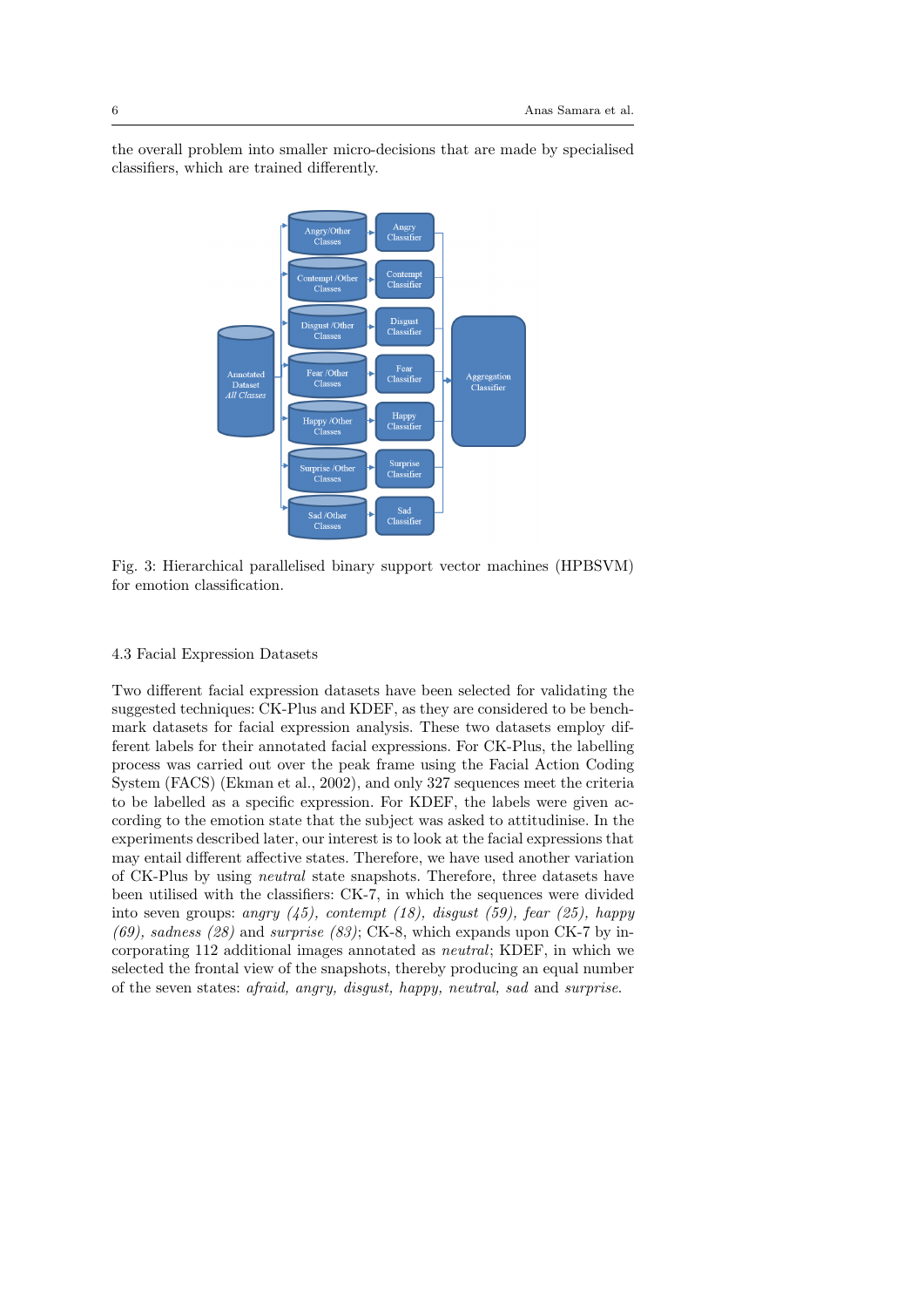the overall problem into smaller micro-decisions that are made by specialised classifiers, which are trained differently.

Fig. 3: Hierarchical parallelised binary support vector machines (HPBSVM) for emotion classification.

### 4.3 Facial Expression Datasets

Two different facial expression datasets have been selected for validating the suggested techniques: CK-Plus and KDEF, as they are considered to be benchmark datasets for facial expression analysis. These two datasets employ different labels for their annotated facial expressions. For CK-Plus, the labelling process was carried out over the peak frame using the Facial Action Coding System (FACS) (Ekman et al., 2002), and only 327 sequences meet the criteria to be labelled as a specific expression. For KDEF, the labels were given according to the emotion state that the subject was asked to attitudinise. In the experiments described later, our interest is to look at the facial expressions that may entail different affective states. Therefore, we have used another variation of CK-Plus by using *neutral* state snapshots. Therefore, three datasets have been utilised with the classifiers: CK-7, in which the sequences were divided into seven groups: *angry (45), contempt (18), disgust (59), fear (25), happy (69), sadness (28)* and *surprise (83)*; CK-8, which expands upon CK-7 by incorporating 112 additional images annotated as *neutral*; KDEF, in which we selected the frontal view of the snapshots, thereby producing an equal number of the seven states: *afraid, angry, disgust, happy, neutral, sad* and *surprise*.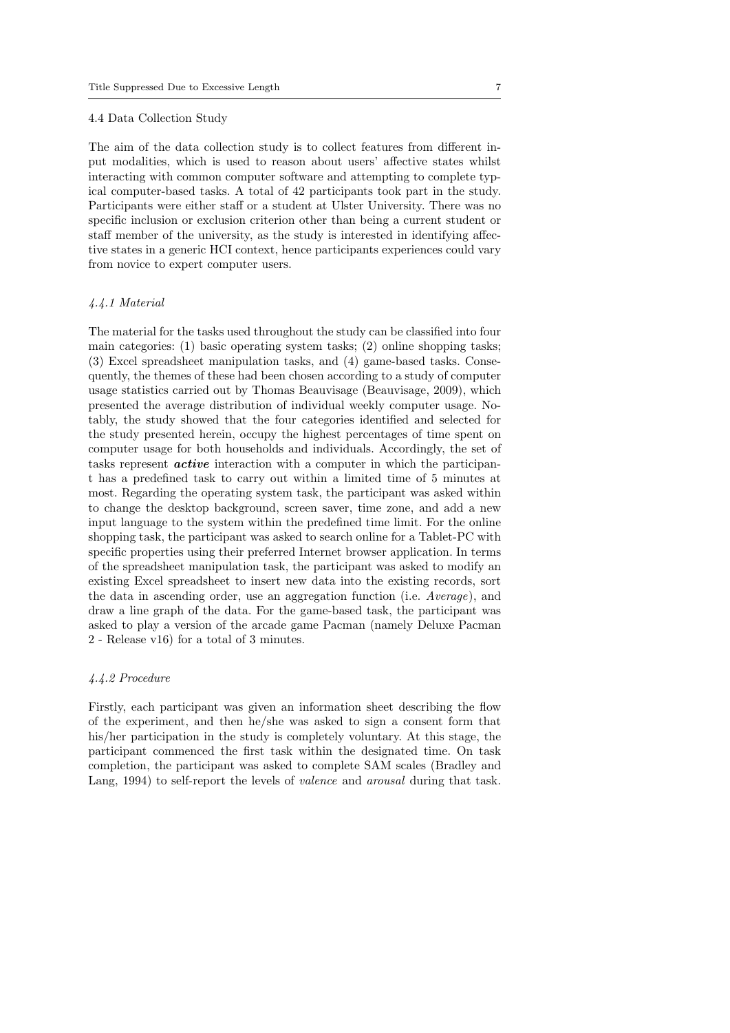## 4.4 Data Collection Study

The aim of the data collection study is to collect features from different input modalities, which is used to reason about users' affective states whilst interacting with common computer software and attempting to complete typical computer-based tasks. A total of 42 participants took part in the study. Participants were either staff or a student at Ulster University. There was no specific inclusion or exclusion criterion other than being a current student or staff member of the university, as the study is interested in identifying affective states in a generic HCI context, hence participants experiences could vary from novice to expert computer users.

### *4.4.1 Material*

The material for the tasks used throughout the study can be classified into four main categories: (1) basic operating system tasks; (2) online shopping tasks; (3) Excel spreadsheet manipulation tasks, and (4) game-based tasks. Consequently, the themes of these had been chosen according to a study of computer usage statistics carried out by Thomas Beauvisage (Beauvisage, 2009), which presented the average distribution of individual weekly computer usage. Notably, the study showed that the four categories identified and selected for the study presented herein, occupy the highest percentages of time spent on computer usage for both households and individuals. Accordingly, the set of tasks represent ***active*** interaction with a computer in which the participant has a predefined task to carry out within a limited time of 5 minutes at most. Regarding the operating system task, the participant was asked within to change the desktop background, screen saver, time zone, and add a new input language to the system within the predefined time limit. For the online shopping task, the participant was asked to search online for a Tablet-PC with specific properties using their preferred Internet browser application. In terms of the spreadsheet manipulation task, the participant was asked to modify an existing Excel spreadsheet to insert new data into the existing records, sort the data in ascending order, use an aggregation function (i.e. *Average*), and draw a line graph of the data. For the game-based task, the participant was asked to play a version of the arcade game Pacman (namely Deluxe Pacman 2 - Release v16) for a total of 3 minutes.

### *4.4.2 Procedure*

Firstly, each participant was given an information sheet describing the flow of the experiment, and then he/she was asked to sign a consent form that his/her participation in the study is completely voluntary. At this stage, the participant commenced the first task within the designated time. On task completion, the participant was asked to complete SAM scales (Bradley and Lang, 1994) to self-report the levels of *valence* and *arousal* during that task.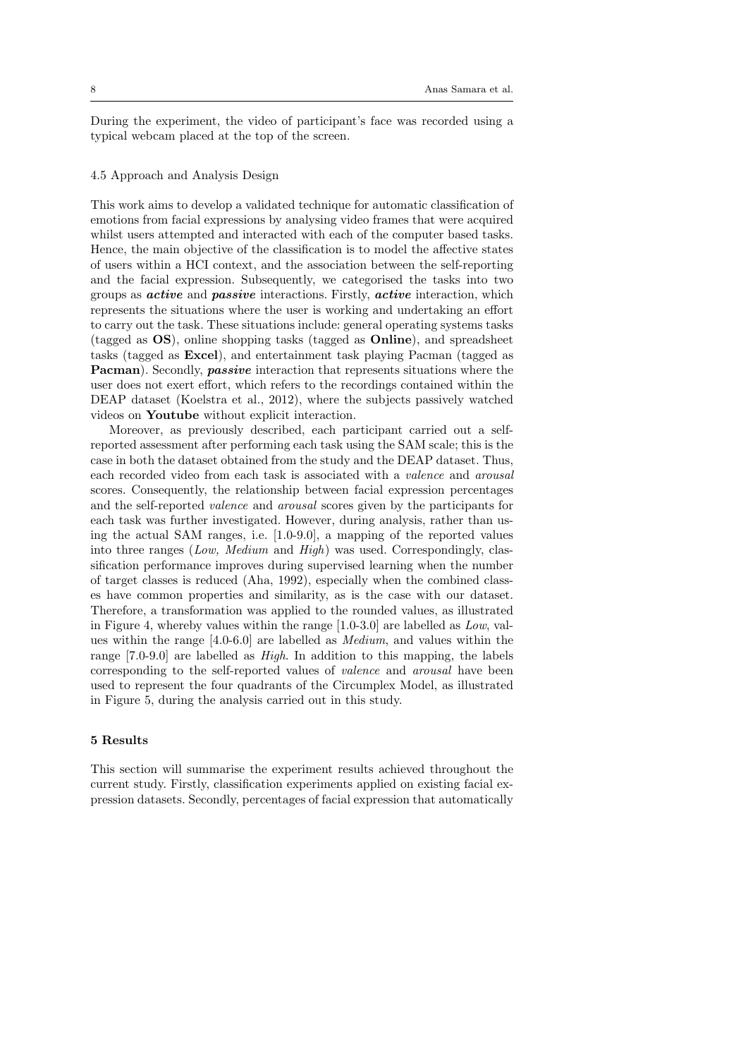During the experiment, the video of participant's face was recorded using a typical webcam placed at the top of the screen.

### 4.5 Approach and Analysis Design

This work aims to develop a validated technique for automatic classification of emotions from facial expressions by analysing video frames that were acquired whilst users attempted and interacted with each of the computer based tasks. Hence, the main objective of the classification is to model the affective states of users within a HCI context, and the association between the self-reporting and the facial expression. Subsequently, we categorised the tasks into two groups as ***active*** and ***passive*** interactions. Firstly, ***active*** interaction, which represents the situations where the user is working and undertaking an effort to carry out the task. These situations include: general operating systems tasks (tagged as **OS**), online shopping tasks (tagged as **Online**), and spreadsheet tasks (tagged as **Excel**), and entertainment task playing Pacman (tagged as **Pacman**). Secondly, ***passive*** interaction that represents situations where the user does not exert effort, which refers to the recordings contained within the DEAP dataset (Koelstra et al., 2012), where the subjects passively watched videos on **Youtube** without explicit interaction.

Moreover, as previously described, each participant carried out a self-reported assessment after performing each task using the SAM scale; this is the case in both the dataset obtained from the study and the DEAP dataset. Thus, each recorded video from each task is associated with a *valence* and *arousal* scores. Consequently, the relationship between facial expression percentages and the self-reported *valence* and *arousal* scores given by the participants for each task was further investigated. However, during analysis, rather than using the actual SAM ranges, i.e. [1.0-9.0], a mapping of the reported values into three ranges (*Low, Medium* and *High*) was used. Correspondingly, classification performance improves during supervised learning when the number of target classes is reduced (Aha, 1992), especially when the combined classes have common properties and similarity, as is the case with our dataset. Therefore, a transformation was applied to the rounded values, as illustrated in Figure 4, whereby values within the range [1.0-3.0] are labelled as *Low*, values within the range [4.0-6.0] are labelled as *Medium*, and values within the range [7.0-9.0] are labelled as *High*. In addition to this mapping, the labels corresponding to the self-reported values of *valence* and *arousal* have been used to represent the four quadrants of the Circumplex Model, as illustrated in Figure 5, during the analysis carried out in this study.

## 5 Results

This section will summarise the experiment results achieved throughout the current study. Firstly, classification experiments applied on existing facial expression datasets. Secondly, percentages of facial expression that automatically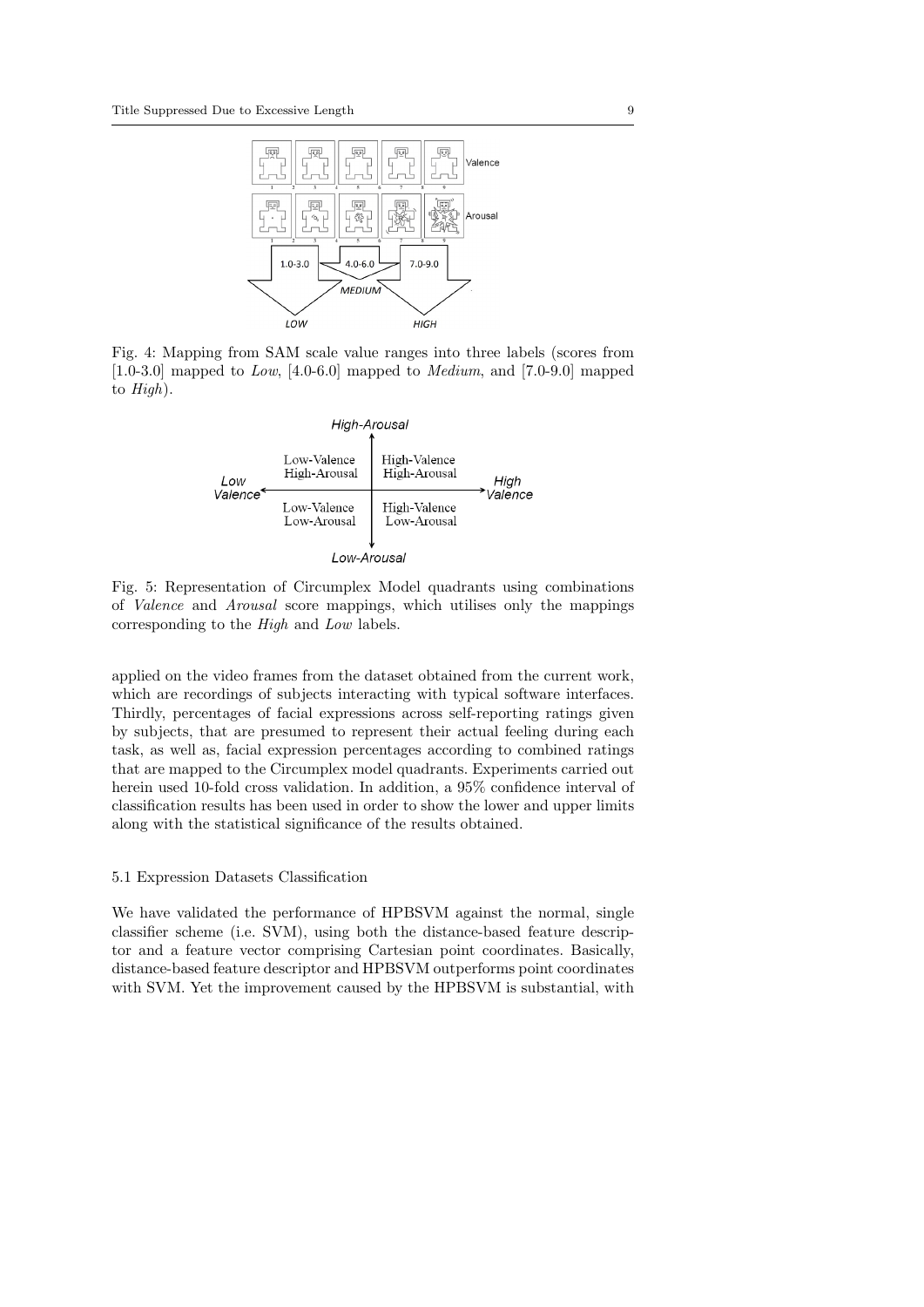Fig. 4: Mapping from SAM scale value ranges into three labels (scores from [1.0-3.0] mapped to *Low*, [4.0-6.0] mapped to *Medium*, and [7.0-9.0] mapped to *High*).

Fig. 5: Representation of Circumplex Model quadrants using combinations of *Valence* and *Arousal* score mappings, which utilises only the mappings corresponding to the *High* and *Low* labels.

applied on the video frames from the dataset obtained from the current work, which are recordings of subjects interacting with typical software interfaces. Thirdly, percentages of facial expressions across self-reporting ratings given by subjects, that are presumed to represent their actual feeling during each task, as well as, facial expression percentages according to combined ratings that are mapped to the Circumplex model quadrants. Experiments carried out herein used 10-fold cross validation. In addition, a 95% confidence interval of classification results has been used in order to show the lower and upper limits along with the statistical significance of the results obtained.

### 5.1 Expression Datasets Classification

We have validated the performance of HPBSVM against the normal, single classifier scheme (i.e. SVM), using both the distance-based feature descriptor and a feature vector comprising Cartesian point coordinates. Basically, distance-based feature descriptor and HPBSVM outperforms point coordinates with SVM. Yet the improvement caused by the HPBSVM is substantial, with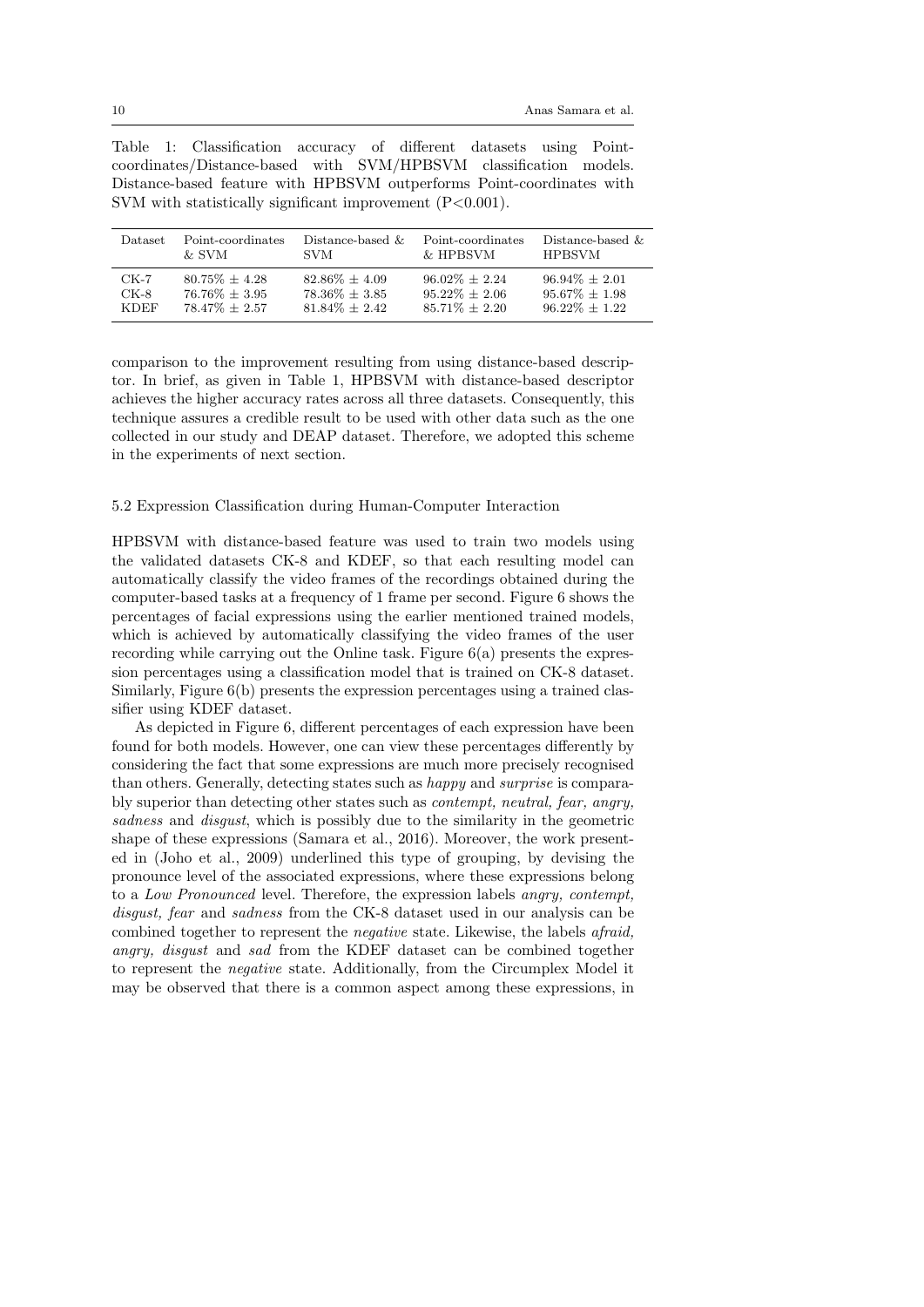Table 1: Classification accuracy of different datasets using Point-coordinates/Distance-based with SVM/HPBSVM classification models. Distance-based feature with HPBSVM outperforms Point-coordinates with SVM with statistically significant improvement (P<0.001).

| Dataset | Point-coordinates & SVM | Distance-based & SVM | Point-coordinates & HPBSVM | Distance-based & HPBSVM |
|---|---|---|---|---|
| CK-7 | 80.75% ± 4.28 | 82.86% ± 4.09 | 96.02% ± 2.24 | 96.94% ± 2.01 |
| CK-8 | 76.76% ± 3.95 | 78.36% ± 3.85 | 95.22% ± 2.06 | 95.67% ± 1.98 |
| KDEF | 78.47% ± 2.57 | 81.84% ± 2.42 | 85.71% ± 2.20 | 96.22% ± 1.22 |

comparison to the improvement resulting from using distance-based descriptor. In brief, as given in Table 1, HPBSVM with distance-based descriptor achieves the higher accuracy rates across all three datasets. Consequently, this technique assures a credible result to be used with other data such as the one collected in our study and DEAP dataset. Therefore, we adopted this scheme in the experiments of next section.

### 5.2 Expression Classification during Human-Computer Interaction

HPBSVM with distance-based feature was used to train two models using the validated datasets CK-8 and KDEF, so that each resulting model can automatically classify the video frames of the recordings obtained during the computer-based tasks at a frequency of 1 frame per second. Figure 6 shows the percentages of facial expressions using the earlier mentioned trained models, which is achieved by automatically classifying the video frames of the user recording while carrying out the Online task. Figure 6(a) presents the expression percentages using a classification model that is trained on CK-8 dataset. Similarly, Figure 6(b) presents the expression percentages using a trained classifier using KDEF dataset.

As depicted in Figure 6, different percentages of each expression have been found for both models. However, one can view these percentages differently by considering the fact that some expressions are much more precisely recognised than others. Generally, detecting states such as *happy* and *surprise* is comparably superior than detecting other states such as *contempt, neutral, fear, angry, sadness* and *disgust*, which is possibly due to the similarity in the geometric shape of these expressions (Samara et al., 2016). Moreover, the work presented in (Joho et al., 2009) underlined this type of grouping, by devising the pronounce level of the associated expressions, where these expressions belong to a *Low Pronounced* level. Therefore, the expression labels *angry, contempt, disgust, fear* and *sadness* from the CK-8 dataset used in our analysis can be combined together to represent the *negative* state. Likewise, the labels *afraid, angry, disgust* and *sad* from the KDEF dataset can be combined together to represent the *negative* state. Additionally, from the Circumplex Model it may be observed that there is a common aspect among these expressions, in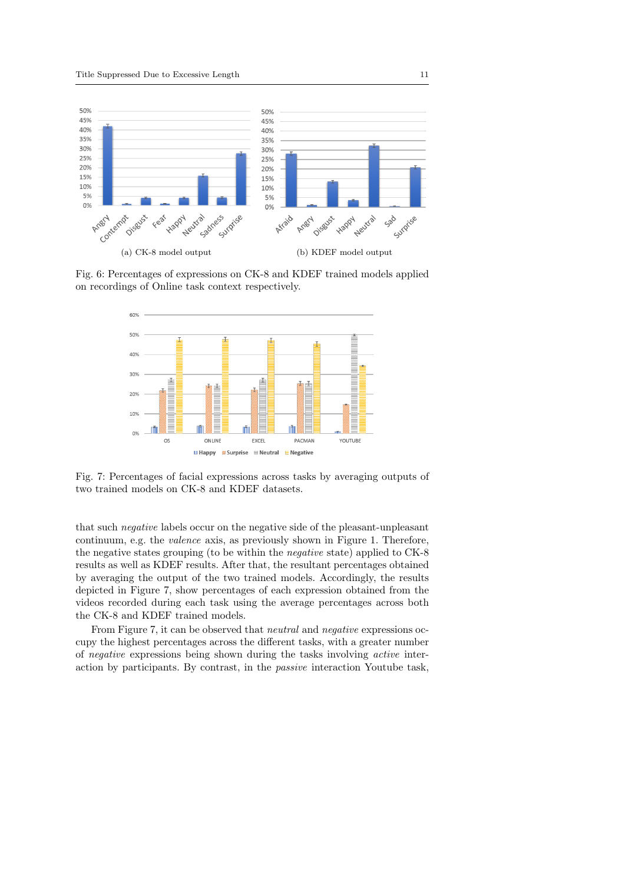(a) CK-8 model output

(b) KDEF model output

Fig. 6: Percentages of expressions on CK-8 and KDEF trained models applied on recordings of Online task context respectively.

Fig. 7: Percentages of facial expressions across tasks by averaging outputs of two trained models on CK-8 and KDEF datasets.

that such *negative* labels occur on the negative side of the pleasant-unpleasant continuum, e.g. the *valence* axis, as previously shown in Figure 1. Therefore, the negative states grouping (to be within the *negative* state) applied to CK-8 results as well as KDEF results. After that, the resultant percentages obtained by averaging the output of the two trained models. Accordingly, the results depicted in Figure 7, show percentages of each expression obtained from the videos recorded during each task using the average percentages across both the CK-8 and KDEF trained models.

From Figure 7, it can be observed that *neutral* and *negative* expressions occupy the highest percentages across the different tasks, with a greater number of *negative* expressions being shown during the tasks involving *active* interaction by participants. By contrast, in the *passive* interaction Youtube task,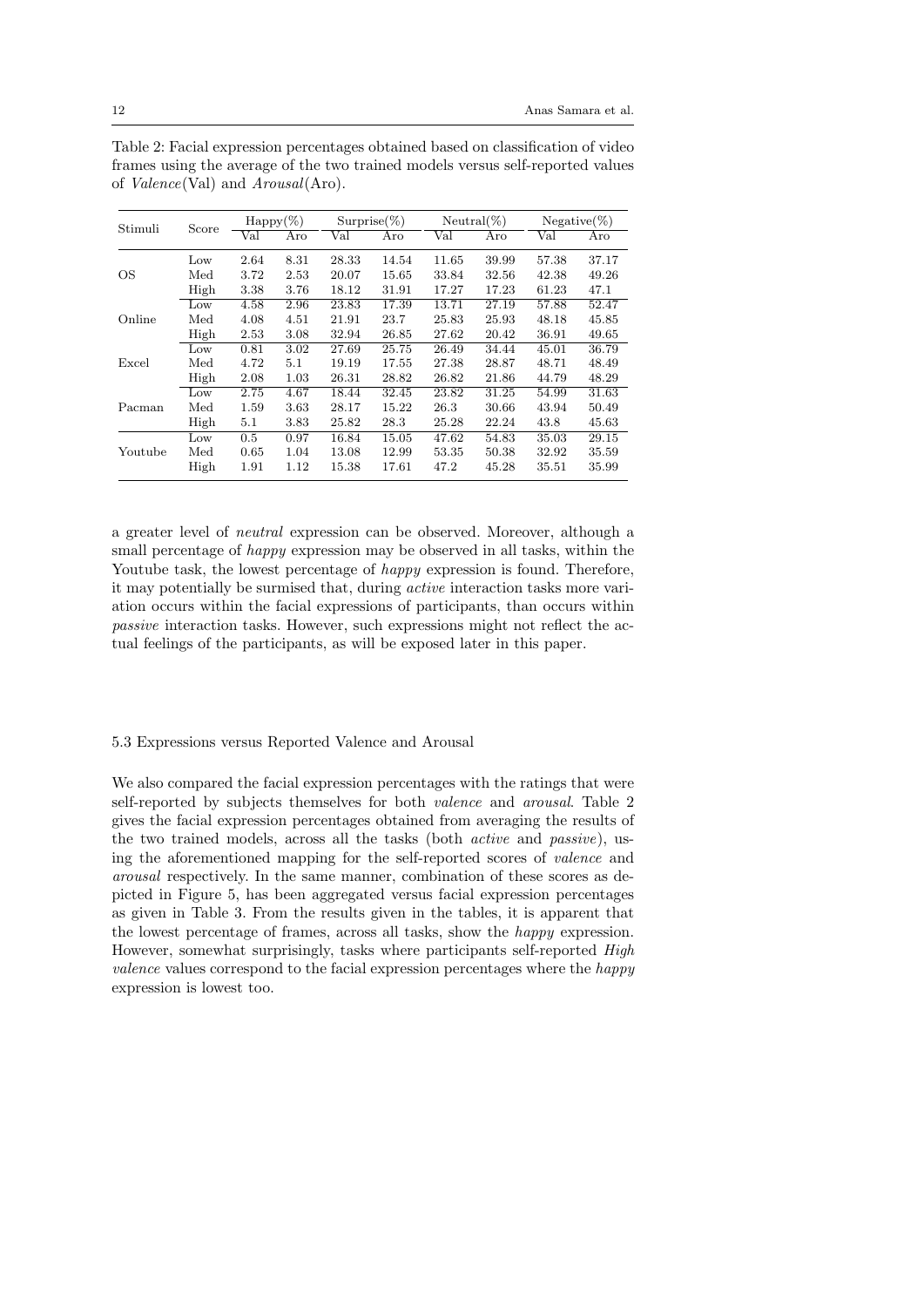Table 2: Facial expression percentages obtained based on classification of video frames using the average of the two trained models versus self-reported values of *Valence*(Val) and *Arousal*(Aro).

| Stimuli | Score | Happy(%) | | Surprise(%) | | Neutral(%) | | Negative(%) | |
|---|---|---|---|---|---|---|---|---|---|
| | | Val | Aro | Val | Aro | Val | Aro | Val | Aro |
| OS | Low | 2.64 | 8.31 | 28.33 | 14.54 | 11.65 | 39.99 | 57.38 | 37.17 |
| | Med | 3.72 | 2.53 | 20.07 | 15.65 | 33.84 | 32.56 | 42.38 | 49.26 |
| | High | 3.38 | 3.76 | 18.12 | 31.91 | 17.27 | 17.23 | 61.23 | 47.1 |
| Online | Low | 4.58 | 2.96 | 23.83 | 17.39 | 13.71 | 27.19 | 57.88 | 52.47 |
| | Med | 4.08 | 4.51 | 21.91 | 23.7 | 25.83 | 25.93 | 48.18 | 45.85 |
| | High | 2.53 | 3.08 | 32.94 | 26.85 | 27.62 | 20.42 | 36.91 | 49.65 |
| Excel | Low | 0.81 | 3.02 | 27.69 | 25.75 | 26.49 | 34.44 | 45.01 | 36.79 |
| | Med | 4.72 | 5.1 | 19.19 | 17.55 | 27.38 | 28.87 | 48.71 | 48.49 |
| | High | 2.08 | 1.03 | 26.31 | 28.82 | 26.82 | 21.86 | 44.79 | 48.29 |
| Pacman | Low | 2.75 | 4.67 | 18.44 | 32.45 | 23.82 | 31.25 | 54.99 | 31.63 |
| | Med | 1.59 | 3.63 | 28.17 | 15.22 | 26.3 | 30.66 | 43.94 | 50.49 |
| | High | 5.1 | 3.83 | 25.82 | 28.3 | 25.28 | 22.24 | 43.8 | 45.63 |
| Youtube | Low | 0.5 | 0.97 | 16.84 | 15.05 | 47.62 | 54.83 | 35.03 | 29.15 |
| | Med | 0.65 | 1.04 | 13.08 | 12.99 | 53.35 | 50.38 | 32.92 | 35.59 |
| | High | 1.91 | 1.12 | 15.38 | 17.61 | 47.2 | 45.28 | 35.51 | 35.99 |

a greater level of *neutral* expression can be observed. Moreover, although a small percentage of *happy* expression may be observed in all tasks, within the Youtube task, the lowest percentage of *happy* expression is found. Therefore, it may potentially be surmised that, during *active* interaction tasks more variation occurs within the facial expressions of participants, than occurs within *passive* interaction tasks. However, such expressions might not reflect the actual feelings of the participants, as will be exposed later in this paper.

### 5.3 Expressions versus Reported Valence and Arousal

We also compared the facial expression percentages with the ratings that were self-reported by subjects themselves for both *valence* and *arousal*. Table 2 gives the facial expression percentages obtained from averaging the results of the two trained models, across all the tasks (both *active* and *passive*), using the aforementioned mapping for the self-reported scores of *valence* and *arousal* respectively. In the same manner, combination of these scores as depicted in Figure 5, has been aggregated versus facial expression percentages as given in Table 3. From the results given in the tables, it is apparent that the lowest percentage of frames, across all tasks, show the *happy* expression. However, somewhat surprisingly, tasks where participants self-reported *High valence* values correspond to the facial expression percentages where the *happy* expression is lowest too.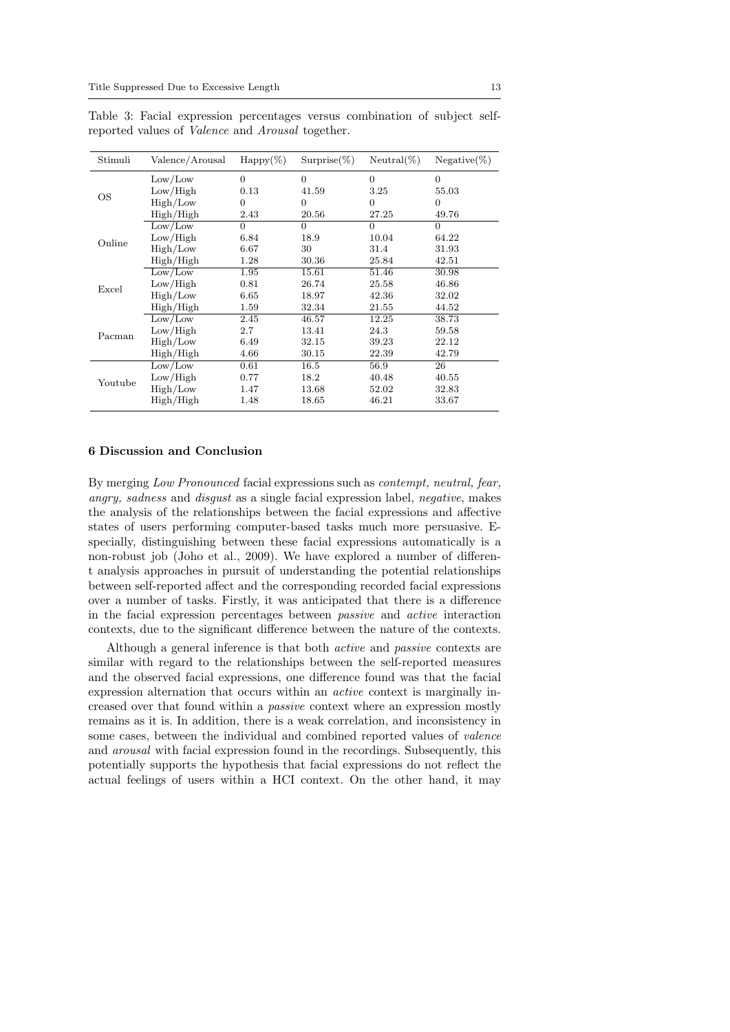Table 3: Facial expression percentages versus combination of subject self-reported values of *Valence* and *Arousal* together.

| Stimuli | Valence/Arousal | Happy(%) | Surprise(%) | Neutral(%) | Negative(%) |
|---|---|---|---|---|---|
| OS | Low/Low | 0 | 0 | 0 | 0 |
| | Low/High | 0.13 | 41.59 | 3.25 | 55.03 |
| | High/Low | 0 | 0 | 0 | 0 |
| | High/High | 2.43 | 20.56 | 27.25 | 49.76 |
| Online | Low/Low | 0 | 0 | 0 | 0 |
| | Low/High | 6.84 | 18.9 | 10.04 | 64.22 |
| | High/Low | 6.67 | 30 | 31.4 | 31.93 |
| | High/High | 1.28 | 30.36 | 25.84 | 42.51 |
| Excel | Low/Low | 1.95 | 15.61 | 51.46 | 30.98 |
| | Low/High | 0.81 | 26.74 | 25.58 | 46.86 |
| | High/Low | 6.65 | 18.97 | 42.36 | 32.02 |
| | High/High | 1.59 | 32.34 | 21.55 | 44.52 |
| Pacman | Low/Low | 2.45 | 46.57 | 12.25 | 38.73 |
| | Low/High | 2.7 | 13.41 | 24.3 | 59.58 |
| | High/Low | 6.49 | 32.15 | 39.23 | 22.12 |
| | High/High | 4.66 | 30.15 | 22.39 | 42.79 |
| Youtube | Low/Low | 0.61 | 16.5 | 56.9 | 26 |
| | Low/High | 0.77 | 18.2 | 40.48 | 40.55 |
| | High/Low | 1.47 | 13.68 | 52.02 | 32.83 |
| | High/High | 1.48 | 18.65 | 46.21 | 33.67 |

## 6 Discussion and Conclusion

By merging *Low Pronounced* facial expressions such as *contempt, neutral, fear, angry, sadness* and *disgust* as a single facial expression label, *negative*, makes the analysis of the relationships between the facial expressions and affective states of users performing computer-based tasks much more persuasive. Especially, distinguishing between these facial expressions automatically is a non-robust job (Joho et al., 2009). We have explored a number of different analysis approaches in pursuit of understanding the potential relationships between self-reported affect and the corresponding recorded facial expressions over a number of tasks. Firstly, it was anticipated that there is a difference in the facial expression percentages between *passive* and *active* interaction contexts, due to the significant difference between the nature of the contexts.

Although a general inference is that both *active* and *passive* contexts are similar with regard to the relationships between the self-reported measures and the observed facial expressions, one difference found was that the facial expression alternation that occurs within an *active* context is marginally increased over that found within a *passive* context where an expression mostly remains as it is. In addition, there is a weak correlation, and inconsistency in some cases, between the individual and combined reported values of *valence* and *arousal* with facial expression found in the recordings. Subsequently, this potentially supports the hypothesis that facial expressions do not reflect the actual feelings of users within a HCI context. On the other hand, it may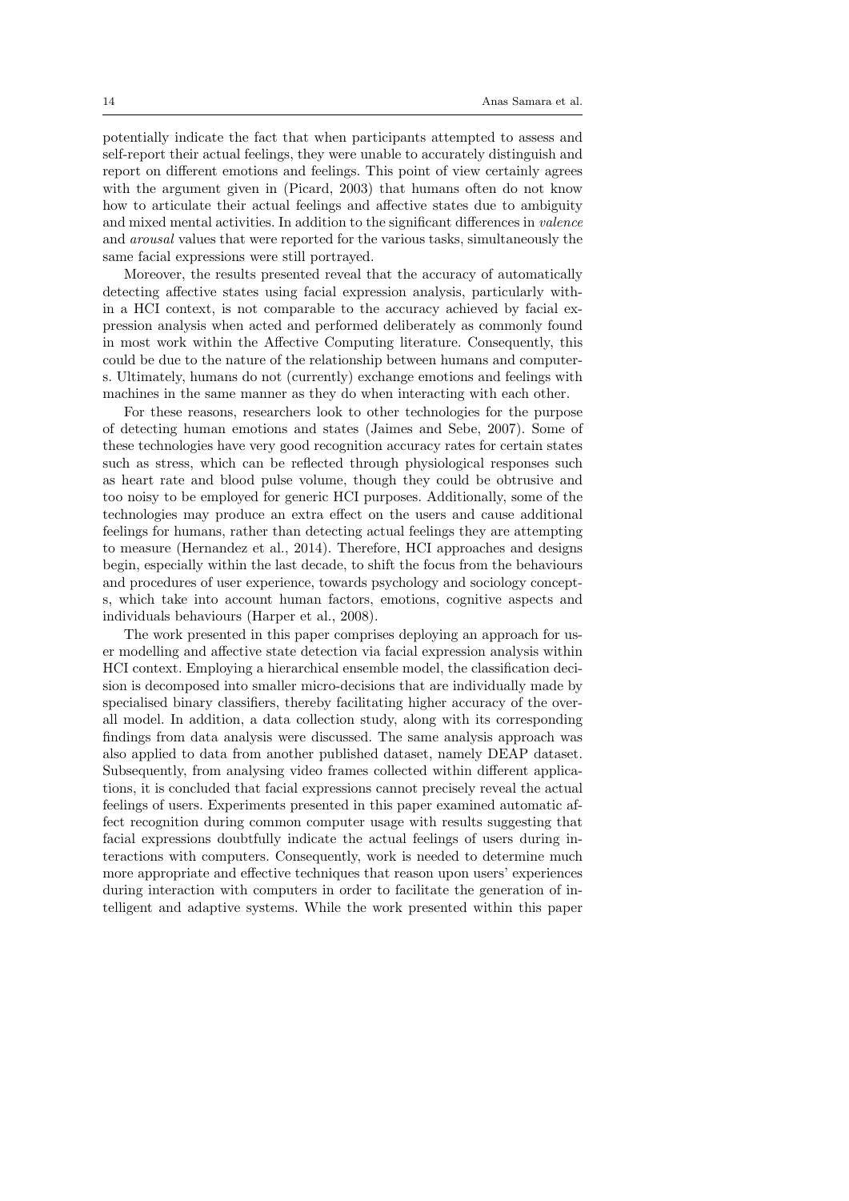potentially indicate the fact that when participants attempted to assess and self-report their actual feelings, they were unable to accurately distinguish and report on different emotions and feelings. This point of view certainly agrees with the argument given in (Picard, 2003) that humans often do not know how to articulate their actual feelings and affective states due to ambiguity and mixed mental activities. In addition to the significant differences in *valence* and *arousal* values that were reported for the various tasks, simultaneously the same facial expressions were still portrayed.

Moreover, the results presented reveal that the accuracy of automatically detecting affective states using facial expression analysis, particularly within a HCI context, is not comparable to the accuracy achieved by facial expression analysis when acted and performed deliberately as commonly found in most work within the Affective Computing literature. Consequently, this could be due to the nature of the relationship between humans and computers. Ultimately, humans do not (currently) exchange emotions and feelings with machines in the same manner as they do when interacting with each other.

For these reasons, researchers look to other technologies for the purpose of detecting human emotions and states (Jaimes and Sebe, 2007). Some of these technologies have very good recognition accuracy rates for certain states such as stress, which can be reflected through physiological responses such as heart rate and blood pulse volume, though they could be obtrusive and too noisy to be employed for generic HCI purposes. Additionally, some of the technologies may produce an extra effect on the users and cause additional feelings for humans, rather than detecting actual feelings they are attempting to measure (Hernandez et al., 2014). Therefore, HCI approaches and designs begin, especially within the last decade, to shift the focus from the behaviours and procedures of user experience, towards psychology and sociology concepts, which take into account human factors, emotions, cognitive aspects and individuals behaviours (Harper et al., 2008).

The work presented in this paper comprises deploying an approach for user modelling and affective state detection via facial expression analysis within HCI context. Employing a hierarchical ensemble model, the classification decision is decomposed into smaller micro-decisions that are individually made by specialised binary classifiers, thereby facilitating higher accuracy of the overall model. In addition, a data collection study, along with its corresponding findings from data analysis were discussed. The same analysis approach was also applied to data from another published dataset, namely DEAP dataset. Subsequently, from analysing video frames collected within different applications, it is concluded that facial expressions cannot precisely reveal the actual feelings of users. Experiments presented in this paper examined automatic affect recognition during common computer usage with results suggesting that facial expressions doubtfully indicate the actual feelings of users during interactions with computers. Consequently, work is needed to determine much more appropriate and effective techniques that reason upon users' experiences during interaction with computers in order to facilitate the generation of intelligent and adaptive systems. While the work presented within this paper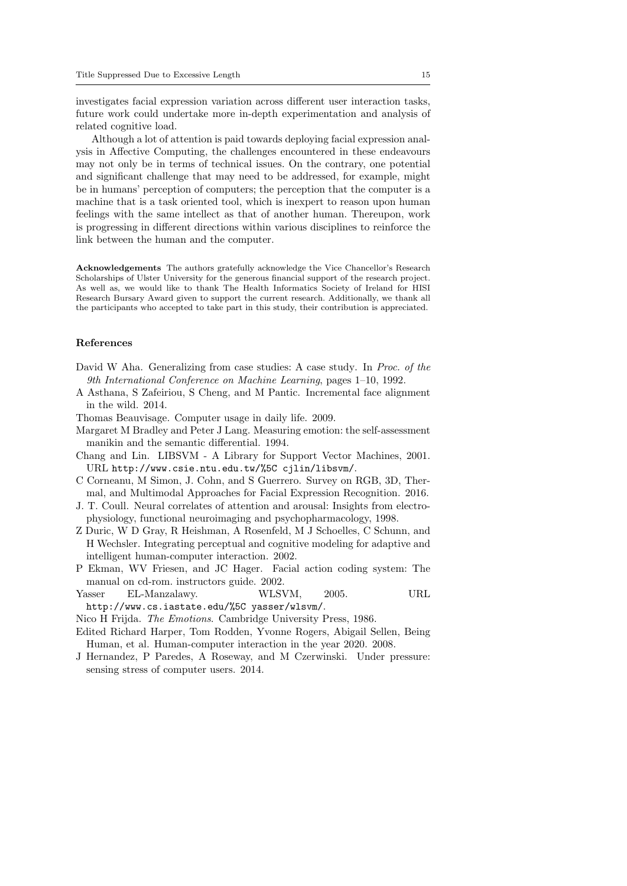investigates facial expression variation across different user interaction tasks, future work could undertake more in-depth experimentation and analysis of related cognitive load.

Although a lot of attention is paid towards deploying facial expression analysis in Affective Computing, the challenges encountered in these endeavours may not only be in terms of technical issues. On the contrary, one potential and significant challenge that may need to be addressed, for example, might be in humans' perception of computers; the perception that the computer is a machine that is a task oriented tool, which is inexpert to reason upon human feelings with the same intellect as that of another human. Thereupon, work is progressing in different directions within various disciplines to reinforce the link between the human and the computer.

**Acknowledgements** The authors gratefully acknowledge the Vice Chancellor's Research Scholarships of Ulster University for the generous financial support of the research project. As well as, we would like to thank The Health Informatics Society of Ireland for HISI Research Bursary Award given to support the current research. Additionally, we thank all the participants who accepted to take part in this study, their contribution is appreciated.

## References

David W Aha. Generalizing from case studies: A case study. In *Proc. of the 9th International Conference on Machine Learning*, pages 1–10, 1992.

A Asthana, S Zafeiriou, S Cheng, and M Pantic. Incremental face alignment in the wild. 2014.

Thomas Beauvisage. Computer usage in daily life. 2009.

Margaret M Bradley and Peter J Lang. Measuring emotion: the self-assessment manikin and the semantic differential. 1994.

Chang and Lin. LIBSVM - A Library for Support Vector Machines, 2001. URL `http://www.csie.ntu.edu.tw/%5C cjlin/libsvm/`.

C Corneanu, M Simon, J. Cohn, and S Guerrero. Survey on RGB, 3D, Thermal, and Multimodal Approaches for Facial Expression Recognition. 2016.

J. T. Coull. Neural correlates of attention and arousal: Insights from electrophysiology, functional neuroimaging and psychopharmacology, 1998.

Z Duric, W D Gray, R Heishman, A Rosenfeld, M J Schoelles, C Schunn, and H Wechsler. Integrating perceptual and cognitive modeling for adaptive and intelligent human-computer interaction. 2002.

P Ekman, WV Friesen, and JC Hager. Facial action coding system: The manual on cd-rom. instructors guide. 2002.

Yasser EL-Manzalawy. WLSVM, 2005. URL `http://www.cs.iastate.edu/%5C yasser/wlsvm/`.

Nico H Frijda. *The Emotions*. Cambridge University Press, 1986.

Edited Richard Harper, Tom Rodden, Yvonne Rogers, Abigail Sellen, Being Human, et al. Human-computer interaction in the year 2020. 2008.

J Hernandez, P Paredes, A Roseway, and M Czerwinski. Under pressure: sensing stress of computer users. 2014.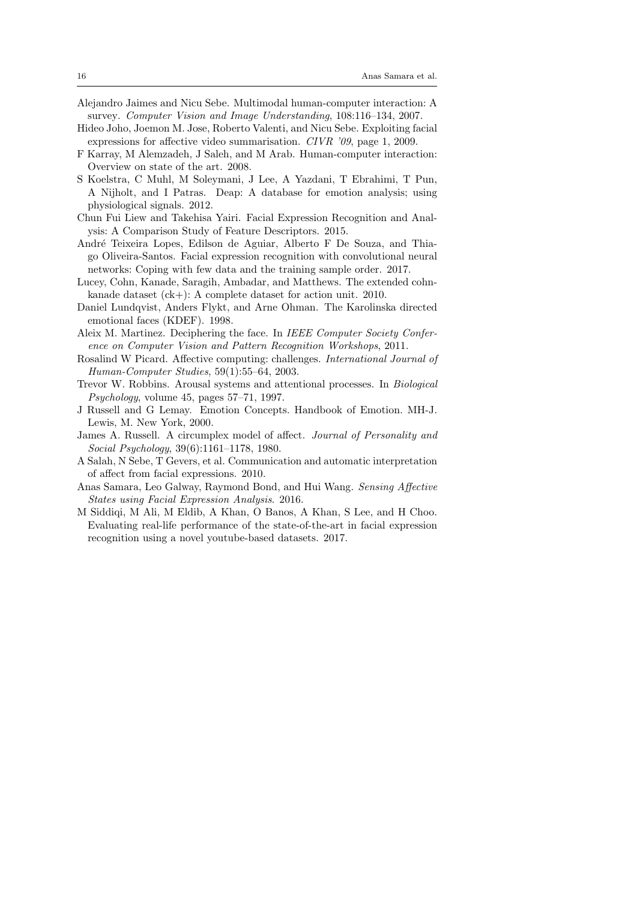Alejandro Jaimes and Nicu Sebe. Multimodal human-computer interaction: A survey. *Computer Vision and Image Understanding*, 108:116–134, 2007.

Hideo Joho, Joemon M. Jose, Roberto Valenti, and Nicu Sebe. Exploiting facial expressions for affective video summarisation. *CIVR '09*, page 1, 2009.

F Karray, M Alemzadeh, J Saleh, and M Arab. Human-computer interaction: Overview on state of the art. 2008.

S Koelstra, C Muhl, M Soleymani, J Lee, A Yazdani, T Ebrahimi, T Pun, A Nijholt, and I Patras. Deap: A database for emotion analysis; using physiological signals. 2012.

Chun Fui Liew and Takehisa Yairi. Facial Expression Recognition and Analysis: A Comparison Study of Feature Descriptors. 2015.

André Teixeira Lopes, Edilson de Aguiar, Alberto F De Souza, and Thiago Oliveira-Santos. Facial expression recognition with convolutional neural networks: Coping with few data and the training sample order. 2017.

Lucey, Cohn, Kanade, Saragih, Ambadar, and Matthews. The extended cohn-kanade dataset (ck+): A complete dataset for action unit. 2010.

Daniel Lundqvist, Anders Flykt, and Arne Ohman. The Karolinska directed emotional faces (KDEF). 1998.

Aleix M. Martinez. Deciphering the face. In *IEEE Computer Society Conference on Computer Vision and Pattern Recognition Workshops*, 2011.

Rosalind W Picard. Affective computing: challenges. *International Journal of Human-Computer Studies*, 59(1):55–64, 2003.

Trevor W. Robbins. Arousal systems and attentional processes. In *Biological Psychology*, volume 45, pages 57–71, 1997.

J Russell and G Lemay. Emotion Concepts. Handbook of Emotion. MH-J. Lewis, M. New York, 2000.

James A. Russell. A circumplex model of affect. *Journal of Personality and Social Psychology*, 39(6):1161–1178, 1980.

A Salah, N Sebe, T Gevers, et al. Communication and automatic interpretation of affect from facial expressions. 2010.

Anas Samara, Leo Galway, Raymond Bond, and Hui Wang. *Sensing Affective States using Facial Expression Analysis*. 2016.

M Siddiqi, M Ali, M Eldib, A Khan, O Banos, A Khan, S Lee, and H Choo. Evaluating real-life performance of the state-of-the-art in facial expression recognition using a novel youtube-based datasets. 2017.